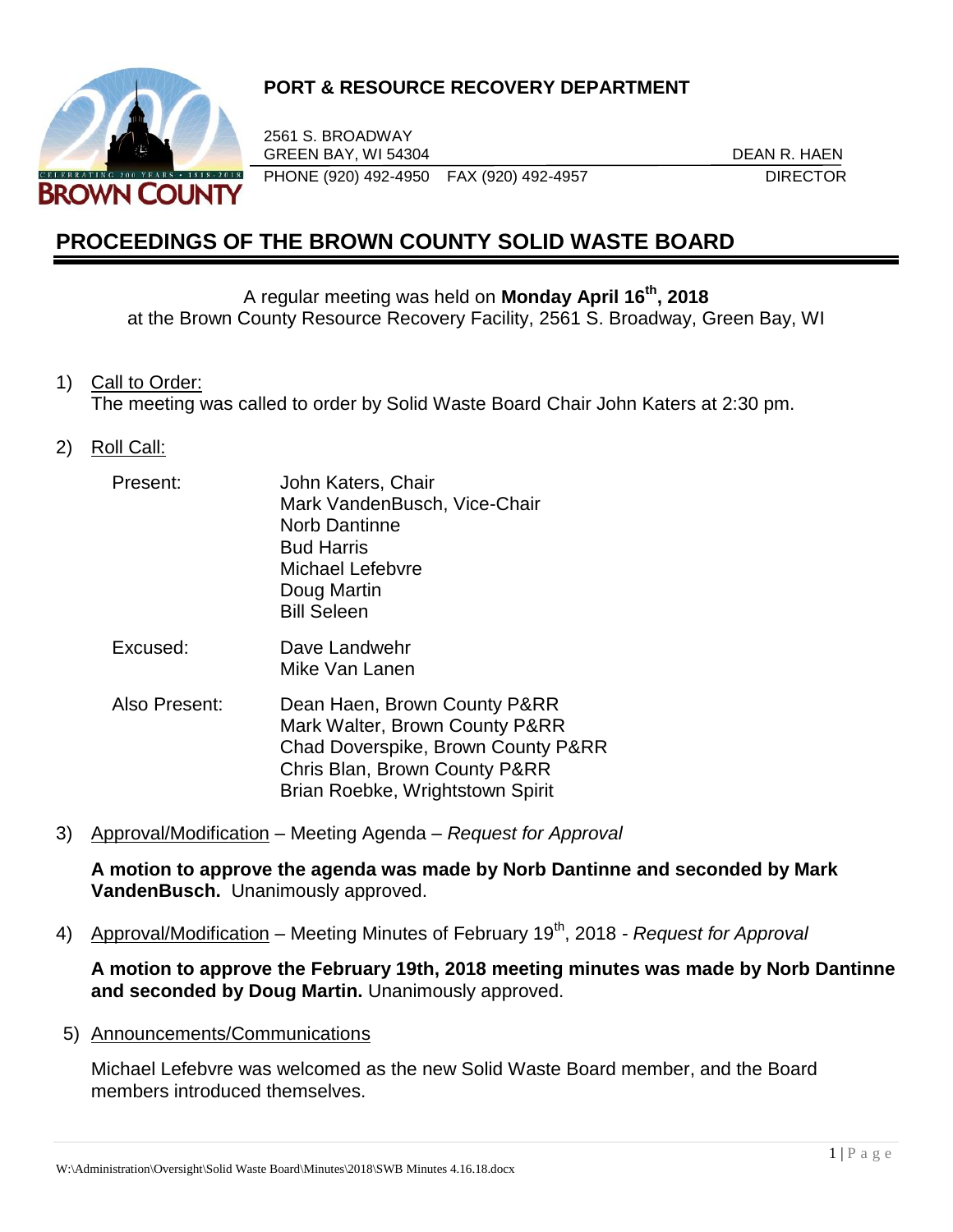**PORT & RESOURCE RECOVERY DEPARTMENT**

2561 S. BROADWAY
GREEN BAY, WI 54304
PHONE (920) 492-4950 FAX (920) 492-4957

DEAN R. HAEN
DIRECTOR

# PROCEEDINGS OF THE BROWN COUNTY SOLID WASTE BOARD

A regular meeting was held on **Monday April 16th, 2018**
at the Brown County Resource Recovery Facility, 2561 S. Broadway, Green Bay, WI

1) Call to Order:
The meeting was called to order by Solid Waste Board Chair John Katers at 2:30 pm.

2) Roll Call:

| | |
|---|---|
| Present: | John Katers, Chair<br>Mark VandenBusch, Vice-Chair<br>Norb Dantinne<br>Bud Harris<br>Michael Lefebvre<br>Doug Martin<br>Bill Seleen |
| Excused: | Dave Landwehr<br>Mike Van Lanen |
| Also Present: | Dean Haen, Brown County P&RR<br>Mark Walter, Brown County P&RR<br>Chad Doverspike, Brown County P&RR<br>Chris Blan, Brown County P&RR<br>Brian Roebke, Wrightstown Spirit |

3) Approval/Modification – Meeting Agenda – *Request for Approval*

**A motion to approve the agenda was made by Norb Dantinne and seconded by Mark VandenBusch.** Unanimously approved.

4) Approval/Modification – Meeting Minutes of February 19th, 2018 - *Request for Approval*

**A motion to approve the February 19th, 2018 meeting minutes was made by Norb Dantinne and seconded by Doug Martin.** Unanimously approved.

5) Announcements/Communications

Michael Lefebvre was welcomed as the new Solid Waste Board member, and the Board members introduced themselves.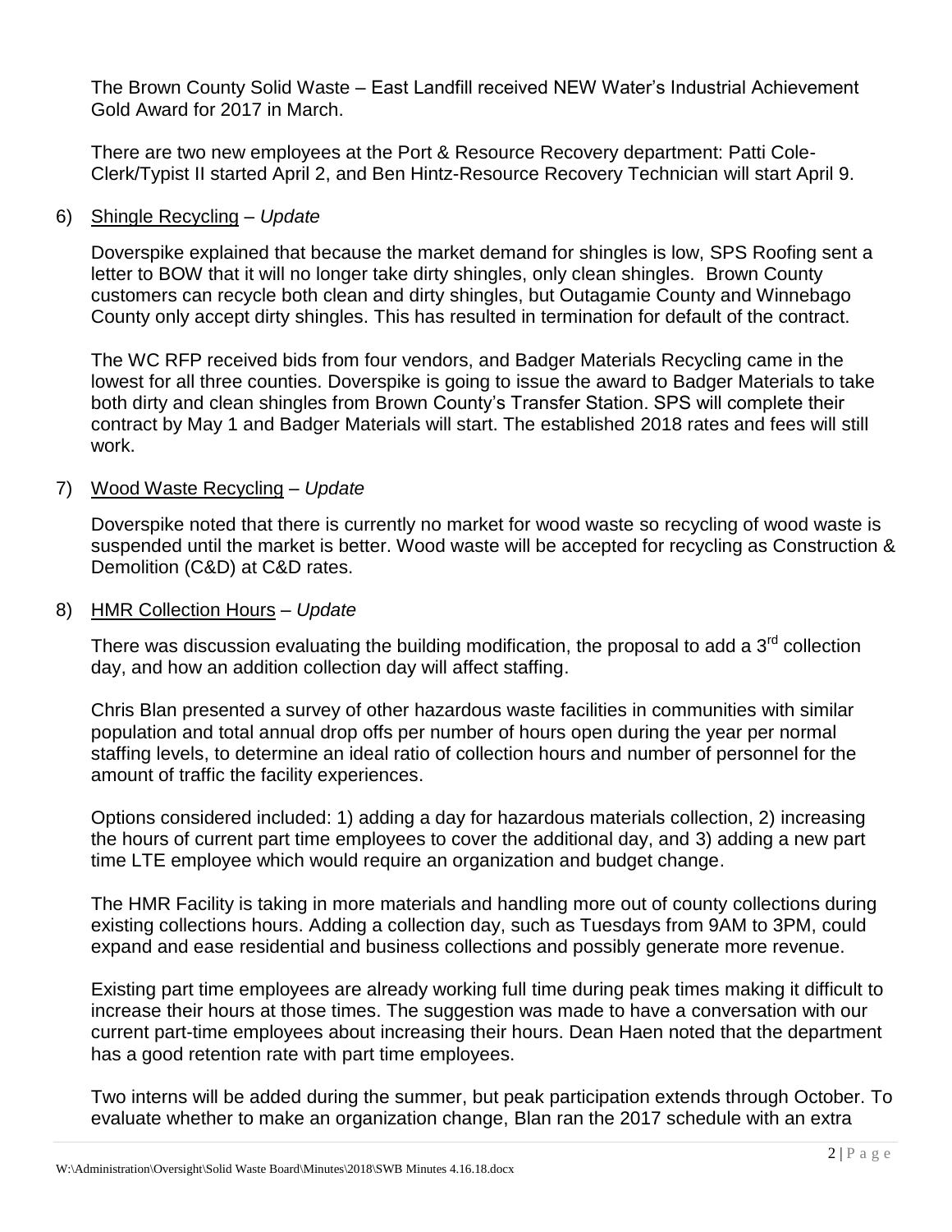The Brown County Solid Waste – East Landfill received NEW Water's Industrial Achievement Gold Award for 2017 in March.

There are two new employees at the Port & Resource Recovery department: Patti Cole-Clerk/Typist II started April 2, and Ben Hintz-Resource Recovery Technician will start April 9.

6) <u>Shingle Recycling</u> – *Update*

   Doverspike explained that because the market demand for shingles is low, SPS Roofing sent a letter to BOW that it will no longer take dirty shingles, only clean shingles. Brown County customers can recycle both clean and dirty shingles, but Outagamie County and Winnebago County only accept dirty shingles. This has resulted in termination for default of the contract.

   The WC RFP received bids from four vendors, and Badger Materials Recycling came in the lowest for all three counties. Doverspike is going to issue the award to Badger Materials to take both dirty and clean shingles from Brown County's Transfer Station. SPS will complete their contract by May 1 and Badger Materials will start. The established 2018 rates and fees will still work.

7) <u>Wood Waste Recycling</u> – *Update*

   Doverspike noted that there is currently no market for wood waste so recycling of wood waste is suspended until the market is better. Wood waste will be accepted for recycling as Construction & Demolition (C&D) at C&D rates.

8) <u>HMR Collection Hours</u> – *Update*

   There was discussion evaluating the building modification, the proposal to add a 3rd collection day, and how an addition collection day will affect staffing.

   Chris Blan presented a survey of other hazardous waste facilities in communities with similar population and total annual drop offs per number of hours open during the year per normal staffing levels, to determine an ideal ratio of collection hours and number of personnel for the amount of traffic the facility experiences.

   Options considered included: 1) adding a day for hazardous materials collection, 2) increasing the hours of current part time employees to cover the additional day, and 3) adding a new part time LTE employee which would require an organization and budget change.

   The HMR Facility is taking in more materials and handling more out of county collections during existing collections hours. Adding a collection day, such as Tuesdays from 9AM to 3PM, could expand and ease residential and business collections and possibly generate more revenue.

   Existing part time employees are already working full time during peak times making it difficult to increase their hours at those times. The suggestion was made to have a conversation with our current part-time employees about increasing their hours. Dean Haen noted that the department has a good retention rate with part time employees.

   Two interns will be added during the summer, but peak participation extends through October. To evaluate whether to make an organization change, Blan ran the 2017 schedule with an extra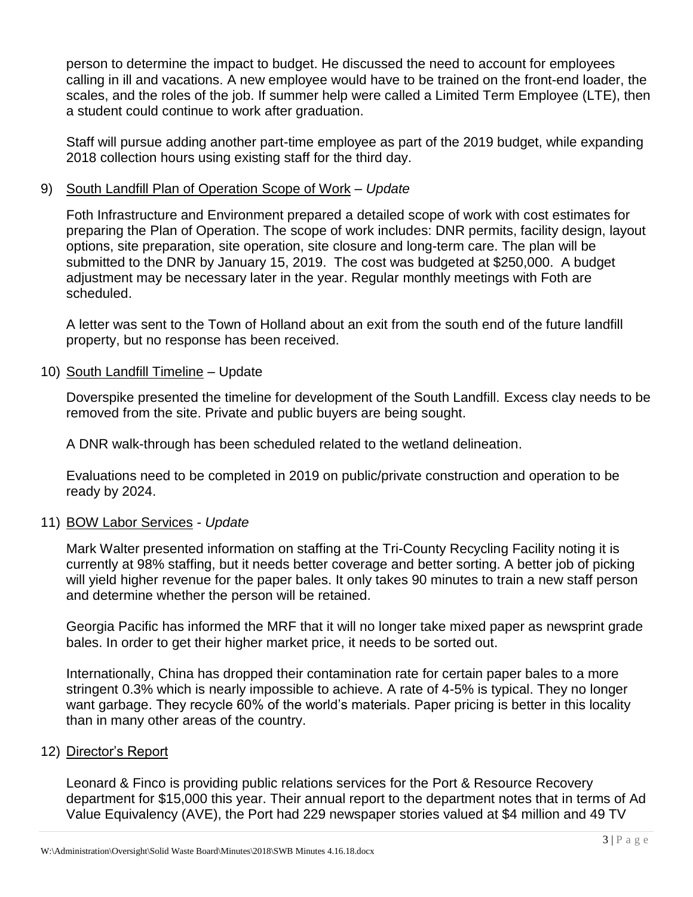person to determine the impact to budget. He discussed the need to account for employees calling in ill and vacations. A new employee would have to be trained on the front-end loader, the scales, and the roles of the job. If summer help were called a Limited Term Employee (LTE), then a student could continue to work after graduation.

Staff will pursue adding another part-time employee as part of the 2019 budget, while expanding 2018 collection hours using existing staff for the third day.

9) South Landfill Plan of Operation Scope of Work – *Update*

Foth Infrastructure and Environment prepared a detailed scope of work with cost estimates for preparing the Plan of Operation. The scope of work includes: DNR permits, facility design, layout options, site preparation, site operation, site closure and long-term care. The plan will be submitted to the DNR by January 15, 2019. The cost was budgeted at $250,000. A budget adjustment may be necessary later in the year. Regular monthly meetings with Foth are scheduled.

A letter was sent to the Town of Holland about an exit from the south end of the future landfill property, but no response has been received.

10) South Landfill Timeline – Update

Doverspike presented the timeline for development of the South Landfill. Excess clay needs to be removed from the site. Private and public buyers are being sought.

A DNR walk-through has been scheduled related to the wetland delineation.

Evaluations need to be completed in 2019 on public/private construction and operation to be ready by 2024.

11) BOW Labor Services - *Update*

Mark Walter presented information on staffing at the Tri-County Recycling Facility noting it is currently at 98% staffing, but it needs better coverage and better sorting. A better job of picking will yield higher revenue for the paper bales. It only takes 90 minutes to train a new staff person and determine whether the person will be retained.

Georgia Pacific has informed the MRF that it will no longer take mixed paper as newsprint grade bales. In order to get their higher market price, it needs to be sorted out.

Internationally, China has dropped their contamination rate for certain paper bales to a more stringent 0.3% which is nearly impossible to achieve. A rate of 4-5% is typical. They no longer want garbage. They recycle 60% of the world's materials. Paper pricing is better in this locality than in many other areas of the country.

12) Director's Report

Leonard & Finco is providing public relations services for the Port & Resource Recovery department for $15,000 this year. Their annual report to the department notes that in terms of Ad Value Equivalency (AVE), the Port had 229 newspaper stories valued at $4 million and 49 TV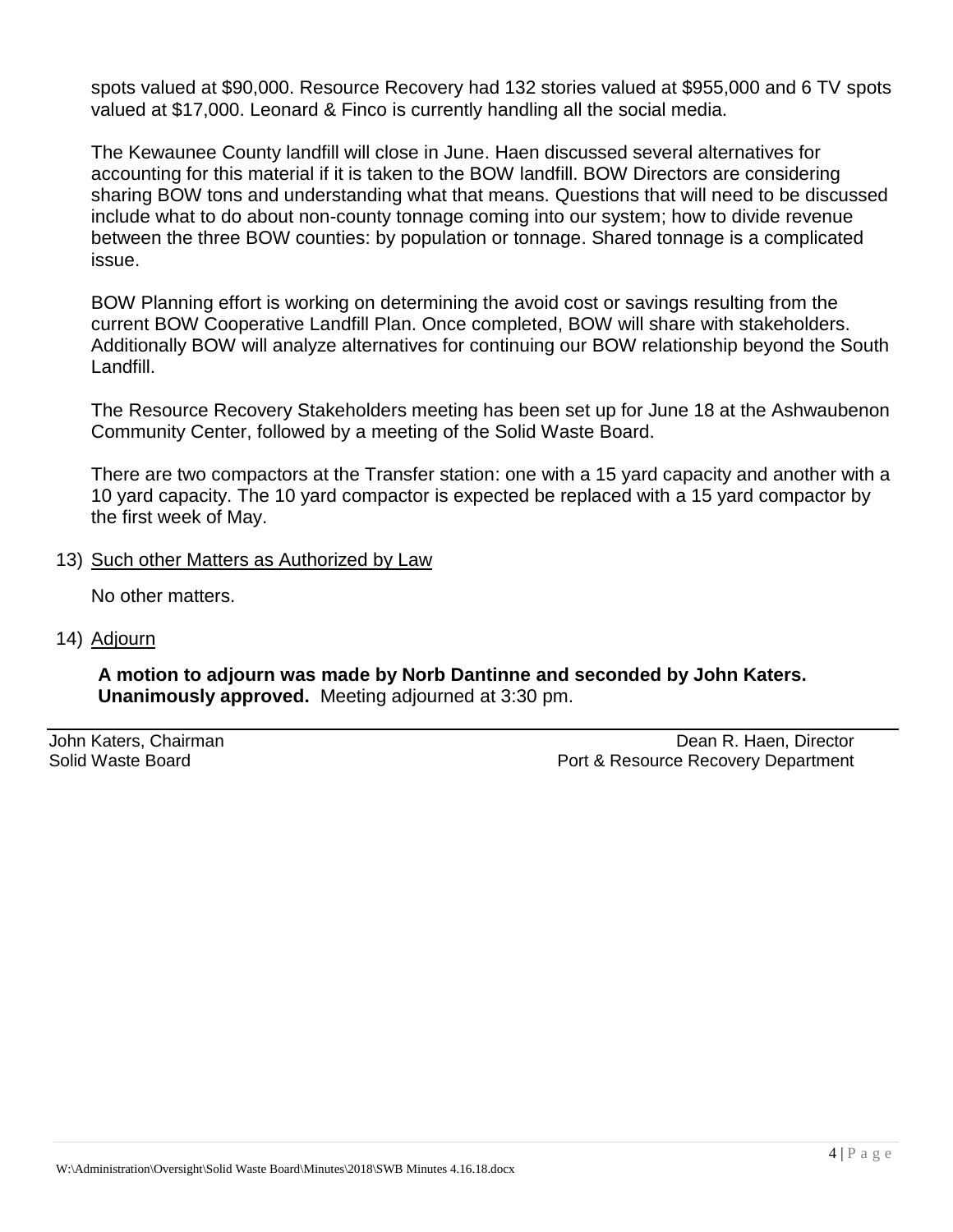spots valued at $90,000. Resource Recovery had 132 stories valued at $955,000 and 6 TV spots valued at $17,000. Leonard & Finco is currently handling all the social media.

The Kewaunee County landfill will close in June. Haen discussed several alternatives for accounting for this material if it is taken to the BOW landfill. BOW Directors are considering sharing BOW tons and understanding what that means. Questions that will need to be discussed include what to do about non-county tonnage coming into our system; how to divide revenue between the three BOW counties: by population or tonnage. Shared tonnage is a complicated issue.

BOW Planning effort is working on determining the avoid cost or savings resulting from the current BOW Cooperative Landfill Plan. Once completed, BOW will share with stakeholders. Additionally BOW will analyze alternatives for continuing our BOW relationship beyond the South Landfill.

The Resource Recovery Stakeholders meeting has been set up for June 18 at the Ashwaubenon Community Center, followed by a meeting of the Solid Waste Board.

There are two compactors at the Transfer station: one with a 15 yard capacity and another with a 10 yard capacity. The 10 yard compactor is expected be replaced with a 15 yard compactor by the first week of May.

13) Such other Matters as Authorized by Law

No other matters.

14) Adjourn

**A motion to adjourn was made by Norb Dantinne and seconded by John Katers. Unanimously approved.** Meeting adjourned at 3:30 pm.

John Katers, Chairman
Solid Waste Board

Dean R. Haen, Director
Port & Resource Recovery Department

W:\Administration\Oversight\Solid Waste Board\Minutes\2018\SWB Minutes 4.16.18.docx